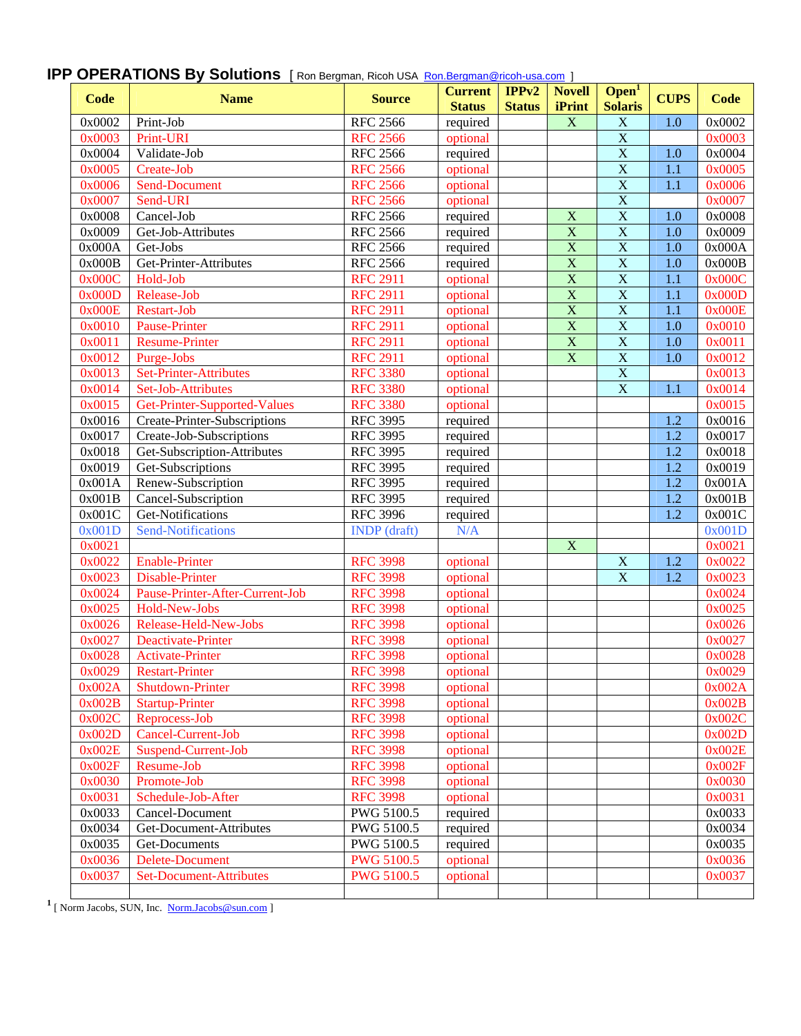## IPP OPERATIONS By Solutions [ Ron Bergman, Ricoh USA Ron.Bergman@ricoh-usa.com ]

| Code | Name | Source | Current Status | IPPv2 Status | Novell iPrint | Open[1] Solaris | CUPS | Code |
|---|---|---|---|---|---|---|---|---|
| 0x0002 | Print-Job | RFC 2566 | required | | X | X | 1.0 | 0x0002 |
| 0x0003 | Print-URI | RFC 2566 | optional | | | X | | 0x0003 |
| 0x0004 | Validate-Job | RFC 2566 | required | | | X | 1.0 | 0x0004 |
| 0x0005 | Create-Job | RFC 2566 | optional | | | X | 1.1 | 0x0005 |
| 0x0006 | Send-Document | RFC 2566 | optional | | | X | 1.1 | 0x0006 |
| 0x0007 | Send-URI | RFC 2566 | optional | | | X | | 0x0007 |
| 0x0008 | Cancel-Job | RFC 2566 | required | | X | X | 1.0 | 0x0008 |
| 0x0009 | Get-Job-Attributes | RFC 2566 | required | | X | X | 1.0 | 0x0009 |
| 0x000A | Get-Jobs | RFC 2566 | required | | X | X | 1.0 | 0x000A |
| 0x000B | Get-Printer-Attributes | RFC 2566 | required | | X | X | 1.0 | 0x000B |
| 0x000C | Hold-Job | RFC 2911 | optional | | X | X | 1.1 | 0x000C |
| 0x000D | Release-Job | RFC 2911 | optional | | X | X | 1.1 | 0x000D |
| 0x000E | Restart-Job | RFC 2911 | optional | | X | X | 1.1 | 0x000E |
| 0x0010 | Pause-Printer | RFC 2911 | optional | | X | X | 1.0 | 0x0010 |
| 0x0011 | Resume-Printer | RFC 2911 | optional | | X | X | 1.0 | 0x0011 |
| 0x0012 | Purge-Jobs | RFC 2911 | optional | | X | X | 1.0 | 0x0012 |
| 0x0013 | Set-Printer-Attributes | RFC 3380 | optional | | | X | | 0x0013 |
| 0x0014 | Set-Job-Attributes | RFC 3380 | optional | | | X | 1.1 | 0x0014 |
| 0x0015 | Get-Printer-Supported-Values | RFC 3380 | optional | | | | | 0x0015 |
| 0x0016 | Create-Printer-Subscriptions | RFC 3995 | required | | | | 1.2 | 0x0016 |
| 0x0017 | Create-Job-Subscriptions | RFC 3995 | required | | | | 1.2 | 0x0017 |
| 0x0018 | Get-Subscription-Attributes | RFC 3995 | required | | | | 1.2 | 0x0018 |
| 0x0019 | Get-Subscriptions | RFC 3995 | required | | | | 1.2 | 0x0019 |
| 0x001A | Renew-Subscription | RFC 3995 | required | | | | 1.2 | 0x001A |
| 0x001B | Cancel-Subscription | RFC 3995 | required | | | | 1.2 | 0x001B |
| 0x001C | Get-Notifications | RFC 3996 | required | | | | 1.2 | 0x001C |
| 0x001D | Send-Notifications | INDP (draft) | N/A | | | | | 0x001D |
| 0x0021 | | | | | X | | | 0x0021 |
| 0x0022 | Enable-Printer | RFC 3998 | optional | | | X | 1.2 | 0x0022 |
| 0x0023 | Disable-Printer | RFC 3998 | optional | | | X | 1.2 | 0x0023 |
| 0x0024 | Pause-Printer-After-Current-Job | RFC 3998 | optional | | | | | 0x0024 |
| 0x0025 | Hold-New-Jobs | RFC 3998 | optional | | | | | 0x0025 |
| 0x0026 | Release-Held-New-Jobs | RFC 3998 | optional | | | | | 0x0026 |
| 0x0027 | Deactivate-Printer | RFC 3998 | optional | | | | | 0x0027 |
| 0x0028 | Activate-Printer | RFC 3998 | optional | | | | | 0x0028 |
| 0x0029 | Restart-Printer | RFC 3998 | optional | | | | | 0x0029 |
| 0x002A | Shutdown-Printer | RFC 3998 | optional | | | | | 0x002A |
| 0x002B | Startup-Printer | RFC 3998 | optional | | | | | 0x002B |
| 0x002C | Reprocess-Job | RFC 3998 | optional | | | | | 0x002C |
| 0x002D | Cancel-Current-Job | RFC 3998 | optional | | | | | 0x002D |
| 0x002E | Suspend-Current-Job | RFC 3998 | optional | | | | | 0x002E |
| 0x002F | Resume-Job | RFC 3998 | optional | | | | | 0x002F |
| 0x0030 | Promote-Job | RFC 3998 | optional | | | | | 0x0030 |
| 0x0031 | Schedule-Job-After | RFC 3998 | optional | | | | | 0x0031 |
| 0x0033 | Cancel-Document | PWG 5100.5 | required | | | | | 0x0033 |
| 0x0034 | Get-Document-Attributes | PWG 5100.5 | required | | | | | 0x0034 |
| 0x0035 | Get-Documents | PWG 5100.5 | required | | | | | 0x0035 |
| 0x0036 | Delete-Document | PWG 5100.5 | optional | | | | | 0x0036 |
| 0x0037 | Set-Document-Attributes | PWG 5100.5 | optional | | | | | 0x0037 |
| | | | | | | | | |

[1] [ Norm Jacobs, SUN, Inc. Norm.Jacobs@sun.com ]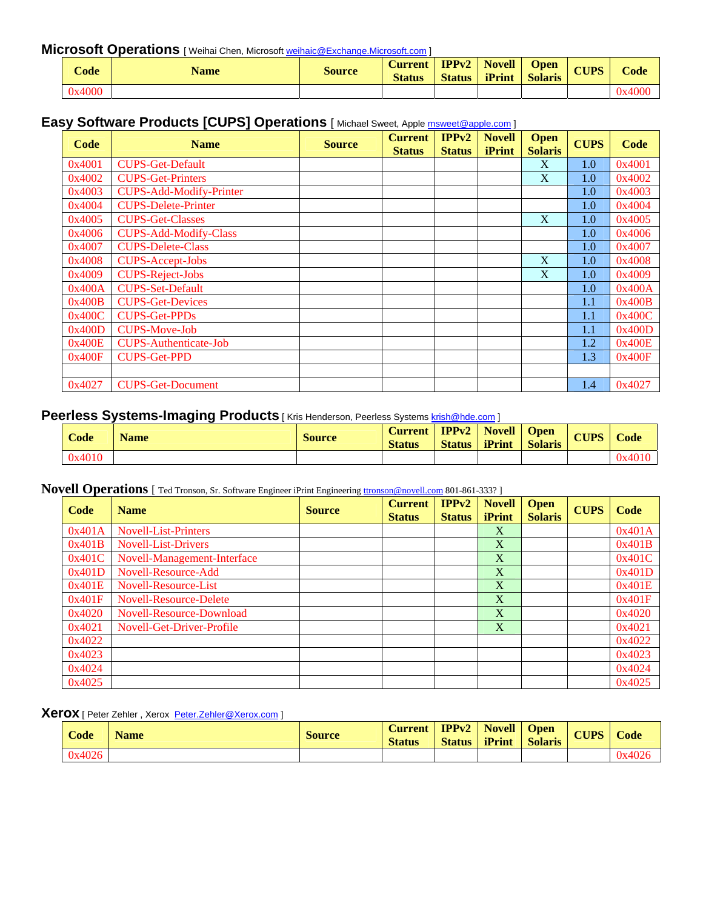## Microsoft Operations [ Weihai Chen, Microsoft weihaic@Exchange.Microsoft.com ]

| Code | Name | Source | Current Status | IPPv2 Status | Novell iPrint | Open Solaris | CUPS | Code |
|---|---|---|---|---|---|---|---|---|
| 0x4000 | | | | | | | | 0x4000 |

## Easy Software Products [CUPS] Operations [ Michael Sweet, Apple msweet@apple.com ]

| Code | Name | Source | Current Status | IPPv2 Status | Novell iPrint | Open Solaris | CUPS | Code |
|---|---|---|---|---|---|---|---|---|
| 0x4001 | CUPS-Get-Default | | | | | X | 1.0 | 0x4001 |
| 0x4002 | CUPS-Get-Printers | | | | | X | 1.0 | 0x4002 |
| 0x4003 | CUPS-Add-Modify-Printer | | | | | | 1.0 | 0x4003 |
| 0x4004 | CUPS-Delete-Printer | | | | | | 1.0 | 0x4004 |
| 0x4005 | CUPS-Get-Classes | | | | | X | 1.0 | 0x4005 |
| 0x4006 | CUPS-Add-Modify-Class | | | | | | 1.0 | 0x4006 |
| 0x4007 | CUPS-Delete-Class | | | | | | 1.0 | 0x4007 |
| 0x4008 | CUPS-Accept-Jobs | | | | | X | 1.0 | 0x4008 |
| 0x4009 | CUPS-Reject-Jobs | | | | | X | 1.0 | 0x4009 |
| 0x400A | CUPS-Set-Default | | | | | | 1.0 | 0x400A |
| 0x400B | CUPS-Get-Devices | | | | | | 1.1 | 0x400B |
| 0x400C | CUPS-Get-PPDs | | | | | | 1.1 | 0x400C |
| 0x400D | CUPS-Move-Job | | | | | | 1.1 | 0x400D |
| 0x400E | CUPS-Authenticate-Job | | | | | | 1.2 | 0x400E |
| 0x400F | CUPS-Get-PPD | | | | | | 1.3 | 0x400F |
| | | | | | | | | |
| 0x4027 | CUPS-Get-Document | | | | | | 1.4 | 0x4027 |

## Peerless Systems-Imaging Products [ Kris Henderson, Peerless Systems krish@hde.com ]

| Code | Name | Source | Current Status | IPPv2 Status | Novell iPrint | Open Solaris | CUPS | Code |
|---|---|---|---|---|---|---|---|---|
| 0x4010 | | | | | | | | 0x4010 |

## Novell Operations [ Ted Tronson, Sr. Software Engineer iPrint Engineering ttronson@novell.com 801-861-333? ]

| Code | Name | Source | Current Status | IPPv2 Status | Novell iPrint | Open Solaris | CUPS | Code |
|---|---|---|---|---|---|---|---|---|
| 0x401A | Novell-List-Printers | | | | X | | | 0x401A |
| 0x401B | Novell-List-Drivers | | | | X | | | 0x401B |
| 0x401C | Novell-Management-Interface | | | | X | | | 0x401C |
| 0x401D | Novell-Resource-Add | | | | X | | | 0x401D |
| 0x401E | Novell-Resource-List | | | | X | | | 0x401E |
| 0x401F | Novell-Resource-Delete | | | | X | | | 0x401F |
| 0x4020 | Novell-Resource-Download | | | | X | | | 0x4020 |
| 0x4021 | Novell-Get-Driver-Profile | | | | X | | | 0x4021 |
| 0x4022 | | | | | | | | 0x4022 |
| 0x4023 | | | | | | | | 0x4023 |
| 0x4024 | | | | | | | | 0x4024 |
| 0x4025 | | | | | | | | 0x4025 |

## Xerox [ Peter Zehler , Xerox Peter.Zehler@Xerox.com ]

| Code | Name | Source | Current Status | IPPv2 Status | Novell iPrint | Open Solaris | CUPS | Code |
|---|---|---|---|---|---|---|---|---|
| 0x4026 | | | | | | | | 0x4026 |